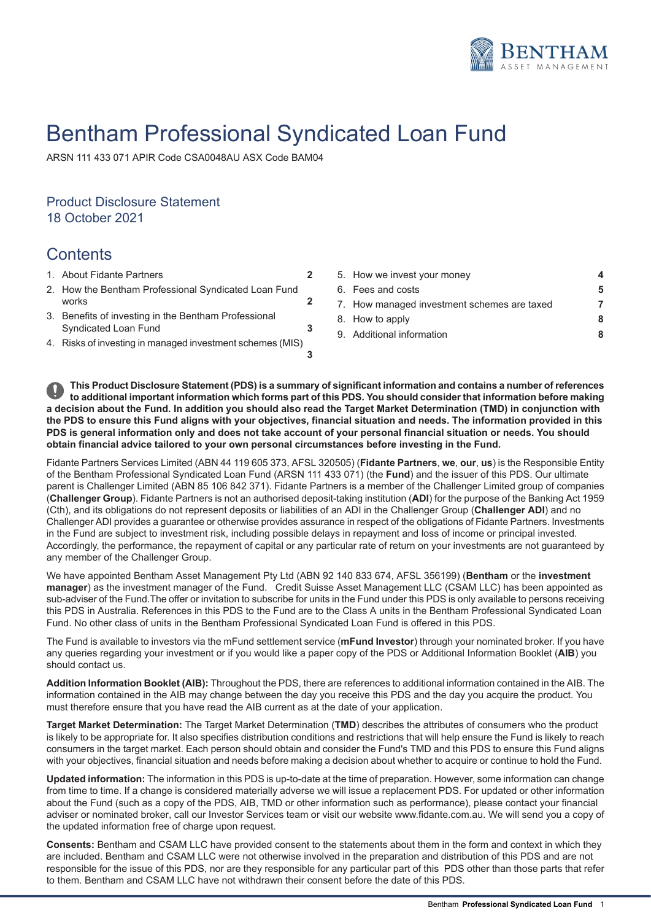# Bentham Professional Syndicated Loan Fund

ARSN 111 433 071 APIR Code CSA0048AU ASX Code BAM04

## Product Disclosure Statement
18 October 2021

## Contents

1. About Fidante Partners **2**
2. How the Bentham Professional Syndicated Loan Fund works **2**
3. Benefits of investing in the Bentham Professional Syndicated Loan Fund **3**
4. Risks of investing in managed investment schemes (MIS) **3**
5. How we invest your money **4**
6. Fees and costs **5**
7. How managed investment schemes are taxed **7**
8. How to apply **8**
9. Additional information **8**

**This Product Disclosure Statement (PDS) is a summary of significant information and contains a number of references to additional important information which forms part of this PDS. You should consider that information before making a decision about the Fund. In addition you should also read the Target Market Determination (TMD) in conjunction with the PDS to ensure this Fund aligns with your objectives, financial situation and needs. The information provided in this PDS is general information only and does not take account of your personal financial situation or needs. You should obtain financial advice tailored to your own personal circumstances before investing in the Fund.**

Fidante Partners Services Limited (ABN 44 119 605 373, AFSL 320505) (**Fidante Partners**, **we**, **our**, **us**) is the Responsible Entity of the Bentham Professional Syndicated Loan Fund (ARSN 111 433 071) (the **Fund**) and the issuer of this PDS. Our ultimate parent is Challenger Limited (ABN 85 106 842 371). Fidante Partners is a member of the Challenger Limited group of companies (**Challenger Group**). Fidante Partners is not an authorised deposit-taking institution (**ADI**) for the purpose of the Banking Act 1959 (Cth), and its obligations do not represent deposits or liabilities of an ADI in the Challenger Group (**Challenger ADI**) and no Challenger ADI provides a guarantee or otherwise provides assurance in respect of the obligations of Fidante Partners. Investments in the Fund are subject to investment risk, including possible delays in repayment and loss of income or principal invested. Accordingly, the performance, the repayment of capital or any particular rate of return on your investments are not guaranteed by any member of the Challenger Group.

We have appointed Bentham Asset Management Pty Ltd (ABN 92 140 833 674, AFSL 356199) (**Bentham** or the **investment manager**) as the investment manager of the Fund. Credit Suisse Asset Management LLC (CSAM LLC) has been appointed as sub-adviser of the Fund.The offer or invitation to subscribe for units in the Fund under this PDS is only available to persons receiving this PDS in Australia. References in this PDS to the Fund are to the Class A units in the Bentham Professional Syndicated Loan Fund. No other class of units in the Bentham Professional Syndicated Loan Fund is offered in this PDS.

The Fund is available to investors via the mFund settlement service (**mFund Investor**) through your nominated broker. If you have any queries regarding your investment or if you would like a paper copy of the PDS or Additional Information Booklet (**AIB**) you should contact us.

**Addition Information Booklet (AIB):** Throughout the PDS, there are references to additional information contained in the AIB. The information contained in the AIB may change between the day you receive this PDS and the day you acquire the product. You must therefore ensure that you have read the AIB current as at the date of your application.

**Target Market Determination:** The Target Market Determination (**TMD**) describes the attributes of consumers who the product is likely to be appropriate for. It also specifies distribution conditions and restrictions that will help ensure the Fund is likely to reach consumers in the target market. Each person should obtain and consider the Fund's TMD and this PDS to ensure this Fund aligns with your objectives, financial situation and needs before making a decision about whether to acquire or continue to hold the Fund.

**Updated information:** The information in this PDS is up-to-date at the time of preparation. However, some information can change from time to time. If a change is considered materially adverse we will issue a replacement PDS. For updated or other information about the Fund (such as a copy of the PDS, AIB, TMD or other information such as performance), please contact your financial adviser or nominated broker, call our Investor Services team or visit our website www.fidante.com.au. We will send you a copy of the updated information free of charge upon request.

**Consents:** Bentham and CSAM LLC have provided consent to the statements about them in the form and context in which they are included. Bentham and CSAM LLC were not otherwise involved in the preparation and distribution of this PDS and are not responsible for the issue of this PDS, nor are they responsible for any particular part of this PDS other than those parts that refer to them. Bentham and CSAM LLC have not withdrawn their consent before the date of this PDS.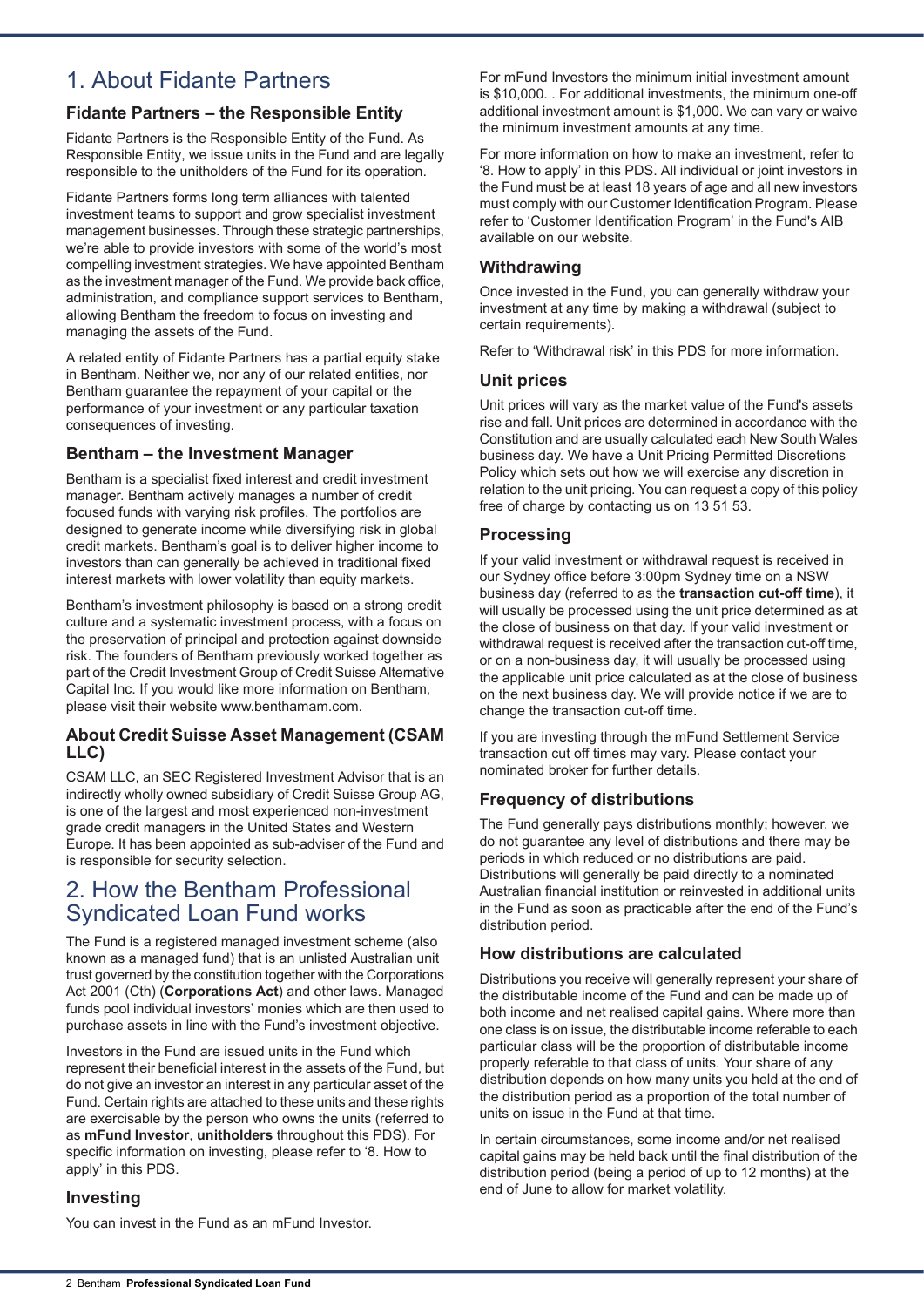# 1. About Fidante Partners

### Fidante Partners – the Responsible Entity

Fidante Partners is the Responsible Entity of the Fund. As Responsible Entity, we issue units in the Fund and are legally responsible to the unitholders of the Fund for its operation.

Fidante Partners forms long term alliances with talented investment teams to support and grow specialist investment management businesses. Through these strategic partnerships, we're able to provide investors with some of the world's most compelling investment strategies. We have appointed Bentham as the investment manager of the Fund. We provide back office, administration, and compliance support services to Bentham, allowing Bentham the freedom to focus on investing and managing the assets of the Fund.

A related entity of Fidante Partners has a partial equity stake in Bentham. Neither we, nor any of our related entities, nor Bentham guarantee the repayment of your capital or the performance of your investment or any particular taxation consequences of investing.

### Bentham – the Investment Manager

Bentham is a specialist fixed interest and credit investment manager. Bentham actively manages a number of credit focused funds with varying risk profiles. The portfolios are designed to generate income while diversifying risk in global credit markets. Bentham's goal is to deliver higher income to investors than can generally be achieved in traditional fixed interest markets with lower volatility than equity markets.

Bentham's investment philosophy is based on a strong credit culture and a systematic investment process, with a focus on the preservation of principal and protection against downside risk. The founders of Bentham previously worked together as part of the Credit Investment Group of Credit Suisse Alternative Capital Inc. If you would like more information on Bentham, please visit their website www.benthamam.com.

### About Credit Suisse Asset Management (CSAM LLC)

CSAM LLC, an SEC Registered Investment Advisor that is an indirectly wholly owned subsidiary of Credit Suisse Group AG, is one of the largest and most experienced non-investment grade credit managers in the United States and Western Europe. It has been appointed as sub-adviser of the Fund and is responsible for security selection.

# 2. How the Bentham Professional Syndicated Loan Fund works

The Fund is a registered managed investment scheme (also known as a managed fund) that is an unlisted Australian unit trust governed by the constitution together with the Corporations Act 2001 (Cth) (**Corporations Act**) and other laws. Managed funds pool individual investors' monies which are then used to purchase assets in line with the Fund's investment objective.

Investors in the Fund are issued units in the Fund which represent their beneficial interest in the assets of the Fund, but do not give an investor an interest in any particular asset of the Fund. Certain rights are attached to these units and these rights are exercisable by the person who owns the units (referred to as **mFund Investor**, **unitholders** throughout this PDS). For specific information on investing, please refer to '8. How to apply' in this PDS.

### Investing

You can invest in the Fund as an mFund Investor.

For mFund Investors the minimum initial investment amount is $10,000. . For additional investments, the minimum one-off additional investment amount is $1,000. We can vary or waive the minimum investment amounts at any time.

For more information on how to make an investment, refer to '8. How to apply' in this PDS. All individual or joint investors in the Fund must be at least 18 years of age and all new investors must comply with our Customer Identification Program. Please refer to 'Customer Identification Program' in the Fund's AIB available on our website.

### Withdrawing

Once invested in the Fund, you can generally withdraw your investment at any time by making a withdrawal (subject to certain requirements).

Refer to 'Withdrawal risk' in this PDS for more information.

### Unit prices

Unit prices will vary as the market value of the Fund's assets rise and fall. Unit prices are determined in accordance with the Constitution and are usually calculated each New South Wales business day. We have a Unit Pricing Permitted Discretions Policy which sets out how we will exercise any discretion in relation to the unit pricing. You can request a copy of this policy free of charge by contacting us on 13 51 53.

### Processing

If your valid investment or withdrawal request is received in our Sydney office before 3:00pm Sydney time on a NSW business day (referred to as the **transaction cut-off time**), it will usually be processed using the unit price determined as at the close of business on that day. If your valid investment or withdrawal request is received after the transaction cut-off time, or on a non-business day, it will usually be processed using the applicable unit price calculated as at the close of business on the next business day. We will provide notice if we are to change the transaction cut-off time.

If you are investing through the mFund Settlement Service transaction cut off times may vary. Please contact your nominated broker for further details.

### Frequency of distributions

The Fund generally pays distributions monthly; however, we do not guarantee any level of distributions and there may be periods in which reduced or no distributions are paid. Distributions will generally be paid directly to a nominated Australian financial institution or reinvested in additional units in the Fund as soon as practicable after the end of the Fund's distribution period.

### How distributions are calculated

Distributions you receive will generally represent your share of the distributable income of the Fund and can be made up of both income and net realised capital gains. Where more than one class is on issue, the distributable income referable to each particular class will be the proportion of distributable income properly referable to that class of units. Your share of any distribution depends on how many units you held at the end of the distribution period as a proportion of the total number of units on issue in the Fund at that time.

In certain circumstances, some income and/or net realised capital gains may be held back until the final distribution of the distribution period (being a period of up to 12 months) at the end of June to allow for market volatility.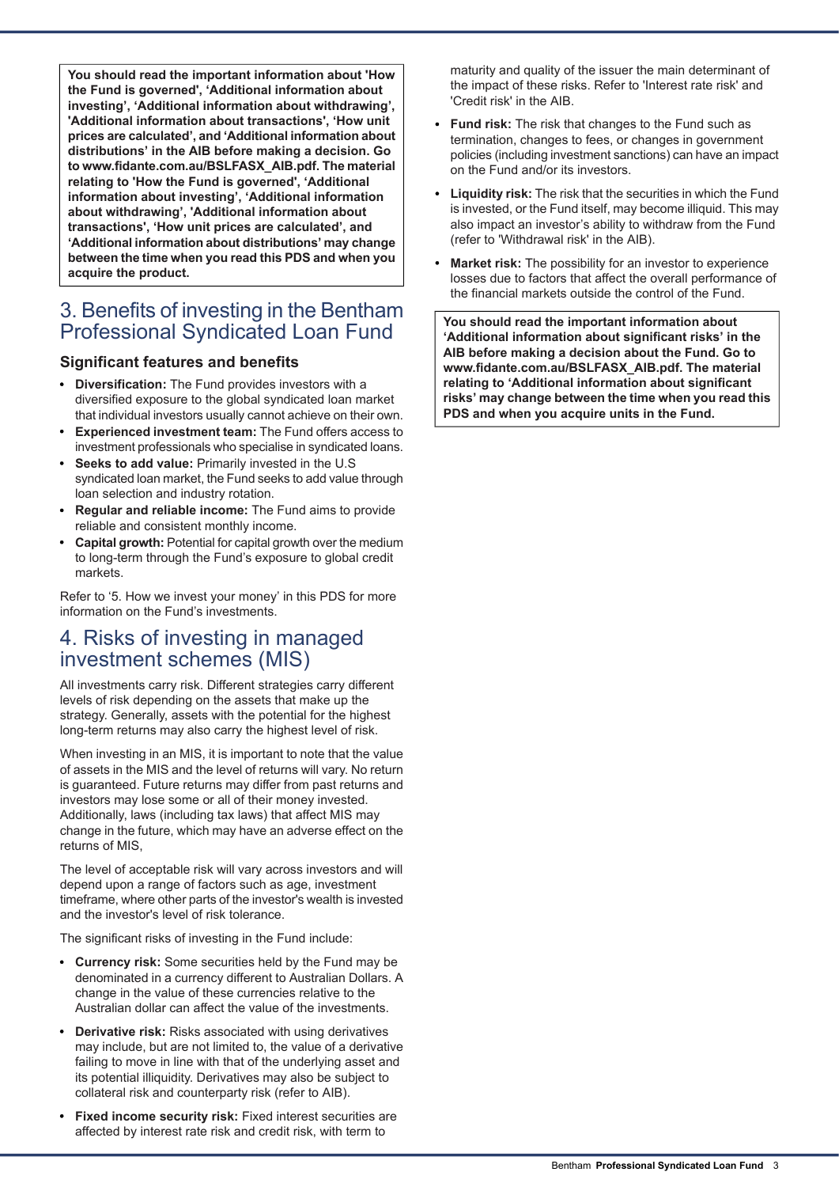**You should read the important information about 'How the Fund is governed', 'Additional information about investing', 'Additional information about withdrawing', 'Additional information about transactions', 'How unit prices are calculated', and 'Additional information about distributions' in the AIB before making a decision. Go to www.fidante.com.au/BSLFASX_AIB.pdf. The material relating to 'How the Fund is governed', 'Additional information about investing', 'Additional information about withdrawing', 'Additional information about transactions', 'How unit prices are calculated', and 'Additional information about distributions' may change between the time when you read this PDS and when you acquire the product.**

## 3. Benefits of investing in the Bentham Professional Syndicated Loan Fund

### Significant features and benefits

- **Diversification:** The Fund provides investors with a diversified exposure to the global syndicated loan market that individual investors usually cannot achieve on their own.
- **Experienced investment team:** The Fund offers access to investment professionals who specialise in syndicated loans.
- **Seeks to add value:** Primarily invested in the U.S syndicated loan market, the Fund seeks to add value through loan selection and industry rotation.
- **Regular and reliable income:** The Fund aims to provide reliable and consistent monthly income.
- **Capital growth:** Potential for capital growth over the medium to long-term through the Fund's exposure to global credit markets.

Refer to '5. How we invest your money' in this PDS for more information on the Fund's investments.

## 4. Risks of investing in managed investment schemes (MIS)

All investments carry risk. Different strategies carry different levels of risk depending on the assets that make up the strategy. Generally, assets with the potential for the highest long-term returns may also carry the highest level of risk.

When investing in an MIS, it is important to note that the value of assets in the MIS and the level of returns will vary. No return is guaranteed. Future returns may differ from past returns and investors may lose some or all of their money invested. Additionally, laws (including tax laws) that affect MIS may change in the future, which may have an adverse effect on the returns of MIS,

The level of acceptable risk will vary across investors and will depend upon a range of factors such as age, investment timeframe, where other parts of the investor's wealth is invested and the investor's level of risk tolerance.

The significant risks of investing in the Fund include:

- **Currency risk:** Some securities held by the Fund may be denominated in a currency different to Australian Dollars. A change in the value of these currencies relative to the Australian dollar can affect the value of the investments.
- **Derivative risk:** Risks associated with using derivatives may include, but are not limited to, the value of a derivative failing to move in line with that of the underlying asset and its potential illiquidity. Derivatives may also be subject to collateral risk and counterparty risk (refer to AIB).
- **Fixed income security risk:** Fixed interest securities are affected by interest rate risk and credit risk, with term to maturity and quality of the issuer the main determinant of the impact of these risks. Refer to 'Interest rate risk' and 'Credit risk' in the AIB.
- **Fund risk:** The risk that changes to the Fund such as termination, changes to fees, or changes in government policies (including investment sanctions) can have an impact on the Fund and/or its investors.
- **Liquidity risk:** The risk that the securities in which the Fund is invested, or the Fund itself, may become illiquid. This may also impact an investor's ability to withdraw from the Fund (refer to 'Withdrawal risk' in the AIB).
- **Market risk:** The possibility for an investor to experience losses due to factors that affect the overall performance of the financial markets outside the control of the Fund.

**You should read the important information about 'Additional information about significant risks' in the AIB before making a decision about the Fund. Go to www.fidante.com.au/BSLFASX_AIB.pdf. The material relating to 'Additional information about significant risks' may change between the time when you read this PDS and when you acquire units in the Fund.**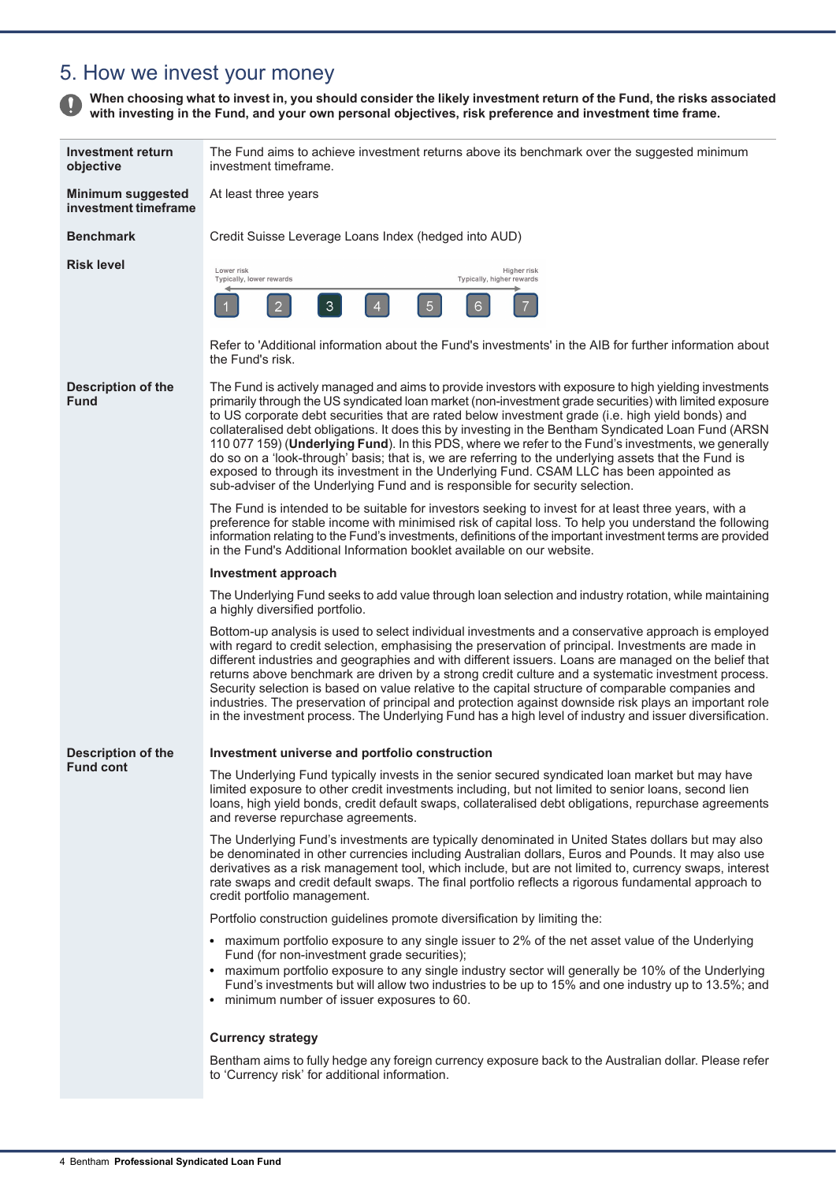# 5. How we invest your money

**When choosing what to invest in, you should consider the likely investment return of the Fund, the risks associated with investing in the Fund, and your own personal objectives, risk preference and investment time frame.**

**Investment return objective**

The Fund aims to achieve investment returns above its benchmark over the suggested minimum investment timeframe.

**Minimum suggested investment timeframe**

At least three years

**Benchmark**

Credit Suisse Leverage Loans Index (hedged into AUD)

**Risk level**

Lower risk — Typically, lower rewards | Higher risk — Typically, higher rewards

1 | 2 | **3** | 4 | 5 | 6 | 7

Refer to 'Additional information about the Fund's investments' in the AIB for further information about the Fund's risk.

**Description of the Fund**

The Fund is actively managed and aims to provide investors with exposure to high yielding investments primarily through the US syndicated loan market (non-investment grade securities) with limited exposure to US corporate debt securities that are rated below investment grade (i.e. high yield bonds) and collateralised debt obligations. It does this by investing in the Bentham Syndicated Loan Fund (ARSN 110 077 159) (**Underlying Fund**). In this PDS, where we refer to the Fund's investments, we generally do so on a 'look-through' basis; that is, we are referring to the underlying assets that the Fund is exposed to through its investment in the Underlying Fund. CSAM LLC has been appointed as sub-adviser of the Underlying Fund and is responsible for security selection.

The Fund is intended to be suitable for investors seeking to invest for at least three years, with a preference for stable income with minimised risk of capital loss. To help you understand the following information relating to the Fund's investments, definitions of the important investment terms are provided in the Fund's Additional Information booklet available on our website.

**Investment approach**

The Underlying Fund seeks to add value through loan selection and industry rotation, while maintaining a highly diversified portfolio.

Bottom-up analysis is used to select individual investments and a conservative approach is employed with regard to credit selection, emphasising the preservation of principal. Investments are made in different industries and geographies and with different issuers. Loans are managed on the belief that returns above benchmark are driven by a strong credit culture and a systematic investment process. Security selection is based on value relative to the capital structure of comparable companies and industries. The preservation of principal and protection against downside risk plays an important role in the investment process. The Underlying Fund has a high level of industry and issuer diversification.

**Description of the Fund cont**

**Investment universe and portfolio construction**

The Underlying Fund typically invests in the senior secured syndicated loan market but may have limited exposure to other credit investments including, but not limited to senior loans, second lien loans, high yield bonds, credit default swaps, collateralised debt obligations, repurchase agreements and reverse repurchase agreements.

The Underlying Fund's investments are typically denominated in United States dollars but may also be denominated in other currencies including Australian dollars, Euros and Pounds. It may also use derivatives as a risk management tool, which include, but are not limited to, currency swaps, interest rate swaps and credit default swaps. The final portfolio reflects a rigorous fundamental approach to credit portfolio management.

Portfolio construction guidelines promote diversification by limiting the:

- maximum portfolio exposure to any single issuer to 2% of the net asset value of the Underlying Fund (for non-investment grade securities);
- maximum portfolio exposure to any single industry sector will generally be 10% of the Underlying Fund's investments but will allow two industries to be up to 15% and one industry up to 13.5%; and
- minimum number of issuer exposures to 60.

**Currency strategy**

Bentham aims to fully hedge any foreign currency exposure back to the Australian dollar. Please refer to 'Currency risk' for additional information.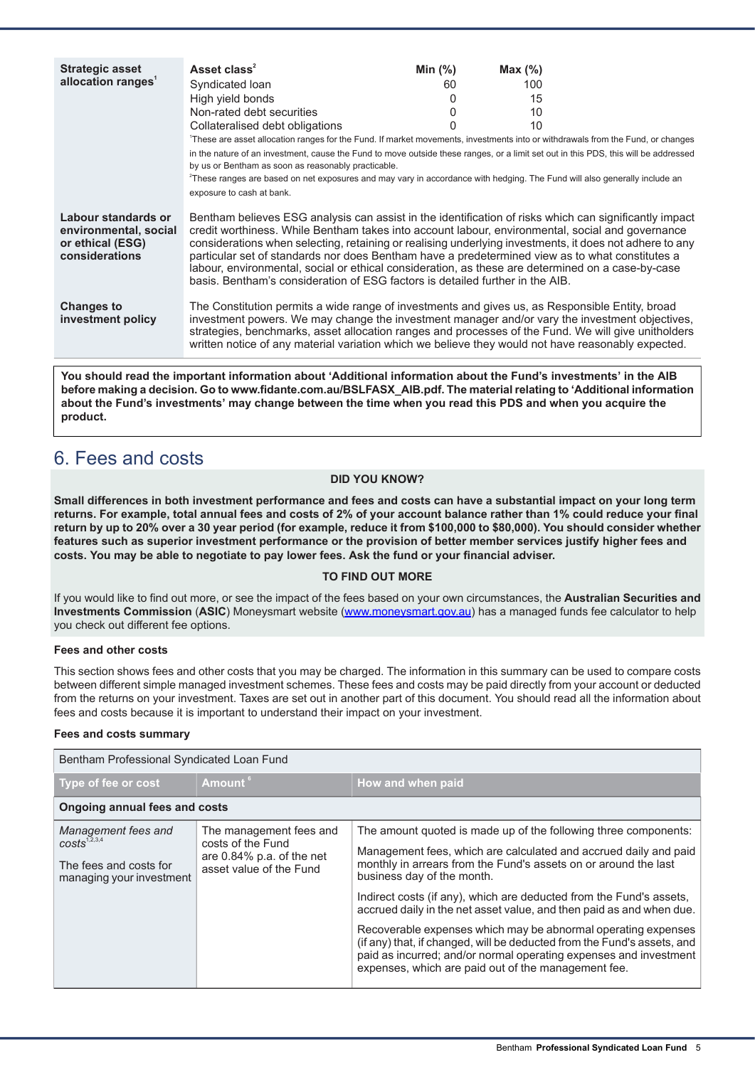| | |
|---|---|
| **Strategic asset allocation ranges**[1] | **Asset class**[2] / **Min (%)** / **Max (%)**<br>Syndicated loan 60 100<br>High yield bonds 0 15<br>Non-rated debt securities 0 10<br>Collateralised debt obligations 0 10<br>[1]These are asset allocation ranges for the Fund. If market movements, investments into or withdrawals from the Fund, or changes in the nature of an investment, cause the Fund to move outside these ranges, or a limit set out in this PDS, this will be addressed by us or Bentham as soon as reasonably practicable.<br>[2]These ranges are based on net exposures and may vary in accordance with hedging. The Fund will also generally include an exposure to cash at bank. |
| **Labour standards or environmental, social or ethical (ESG) considerations** | Bentham believes ESG analysis can assist in the identification of risks which can significantly impact credit worthiness. While Bentham takes into account labour, environmental, social and governance considerations when selecting, retaining or realising underlying investments, it does not adhere to any particular set of standards nor does Bentham have a predetermined view as to what constitutes a labour, environmental, social or ethical consideration, as these are determined on a case-by-case basis. Bentham's consideration of ESG factors is detailed further in the AIB. |
| **Changes to investment policy** | The Constitution permits a wide range of investments and gives us, as Responsible Entity, broad investment powers. We may change the investment manager and/or vary the investment objectives, strategies, benchmarks, asset allocation ranges and processes of the Fund. We will give unitholders written notice of any material variation which we believe they would not have reasonably expected. |

**You should read the important information about 'Additional information about the Fund's investments' in the AIB before making a decision. Go to www.fidante.com.au/BSLFASX_AIB.pdf. The material relating to 'Additional information about the Fund's investments' may change between the time when you read this PDS and when you acquire the product.**

# 6. Fees and costs

**DID YOU KNOW?**

**Small differences in both investment performance and fees and costs can have a substantial impact on your long term returns. For example, total annual fees and costs of 2% of your account balance rather than 1% could reduce your final return by up to 20% over a 30 year period (for example, reduce it from $100,000 to $80,000). You should consider whether features such as superior investment performance or the provision of better member services justify higher fees and costs. You may be able to negotiate to pay lower fees. Ask the fund or your financial adviser.**

**TO FIND OUT MORE**

If you would like to find out more, or see the impact of the fees based on your own circumstances, the **Australian Securities and Investments Commission** (**ASIC**) Moneysmart website (www.moneysmart.gov.au) has a managed funds fee calculator to help you check out different fee options.

**Fees and other costs**

This section shows fees and other costs that you may be charged. The information in this summary can be used to compare costs between different simple managed investment schemes. These fees and costs may be paid directly from your account or deducted from the returns on your investment. Taxes are set out in another part of this document. You should read all the information about fees and costs because it is important to understand their impact on your investment.

**Fees and costs summary**

| Bentham Professional Syndicated Loan Fund | | |
|---|---|---|
| **Type of fee or cost** | **Amount**[6] | **How and when paid** |
| **Ongoing annual fees and costs** | | |
| *Management fees and costs*[1,2,3,4]<br><br>The fees and costs for managing your investment | The management fees and costs of the Fund are 0.84% p.a. of the net asset value of the Fund | The amount quoted is made up of the following three components:<br><br>Management fees, which are calculated and accrued daily and paid monthly in arrears from the Fund's assets on or around the last business day of the month.<br><br>Indirect costs (if any), which are deducted from the Fund's assets, accrued daily in the net asset value, and then paid as and when due.<br><br>Recoverable expenses which may be abnormal operating expenses (if any) that, if changed, will be deducted from the Fund's assets, and paid as incurred; and/or normal operating expenses and investment expenses, which are paid out of the management fee. |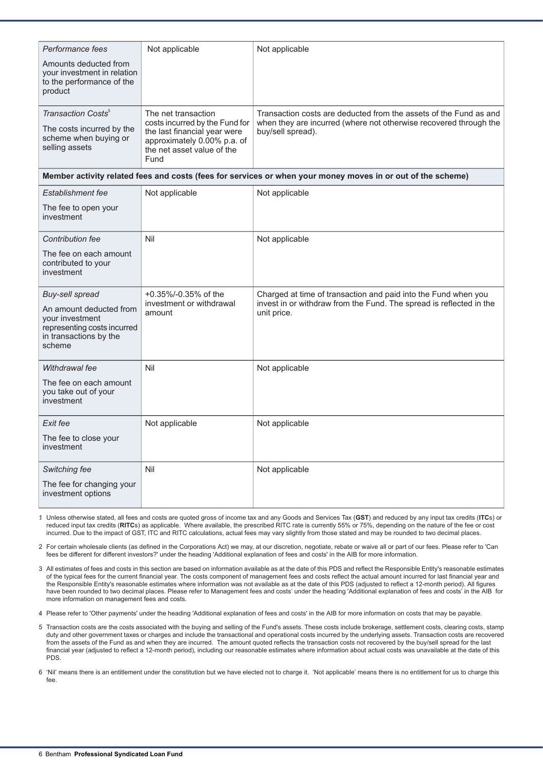| | | |
|---|---|---|
| *Performance fees*<br>Amounts deducted from your investment in relation to the performance of the product | Not applicable | Not applicable |
| *Transaction Costs*[5]<br>The costs incurred by the scheme when buying or selling assets | The net transaction costs incurred by the Fund for the last financial year were approximately 0.00% p.a. of the net asset value of the Fund | Transaction costs are deducted from the assets of the Fund as and when they are incurred (where not otherwise recovered through the buy/sell spread). |
| **Member activity related fees and costs (fees for services or when your money moves in or out of the scheme)** | | |
| *Establishment fee*<br>The fee to open your investment | Not applicable | Not applicable |
| *Contribution fee*<br>The fee on each amount contributed to your investment | Nil | Not applicable |
| *Buy-sell spread*<br>An amount deducted from your investment representing costs incurred in transactions by the scheme | +0.35%/-0.35% of the investment or withdrawal amount | Charged at time of transaction and paid into the Fund when you invest in or withdraw from the Fund. The spread is reflected in the unit price. |
| *Withdrawal fee*<br>The fee on each amount you take out of your investment | Nil | Not applicable |
| *Exit fee*<br>The fee to close your investment | Not applicable | Not applicable |
| *Switching fee*<br>The fee for changing your investment options | Nil | Not applicable |

1 Unless otherwise stated, all fees and costs are quoted gross of income tax and any Goods and Services Tax (**GST**) and reduced by any input tax credits (**ITC**s) or reduced input tax credits (**RITC**s) as applicable. Where available, the prescribed RITC rate is currently 55% or 75%, depending on the nature of the fee or cost incurred. Due to the impact of GST, ITC and RITC calculations, actual fees may vary slightly from those stated and may be rounded to two decimal places.

2 For certain wholesale clients (as defined in the Corporations Act) we may, at our discretion, negotiate, rebate or waive all or part of our fees. Please refer to 'Can fees be different for different investors?' under the heading 'Additional explanation of fees and costs' in the AIB for more information.

3 All estimates of fees and costs in this section are based on information available as at the date of this PDS and reflect the Responsible Entity's reasonable estimates of the typical fees for the current financial year. The costs component of management fees and costs reflect the actual amount incurred for last financial year and the Responsible Entity's reasonable estimates where information was not available as at the date of this PDS (adjusted to reflect a 12-month period). All figures have been rounded to two decimal places. Please refer to Management fees and costs' under the heading 'Additional explanation of fees and costs' in the AIB for more information on management fees and costs.

4 Please refer to 'Other payments' under the heading 'Additional explanation of fees and costs' in the AIB for more information on costs that may be payable.

5 Transaction costs are the costs associated with the buying and selling of the Fund's assets. These costs include brokerage, settlement costs, clearing costs, stamp duty and other government taxes or charges and include the transactional and operational costs incurred by the underlying assets. Transaction costs are recovered from the assets of the Fund as and when they are incurred. The amount quoted reflects the transaction costs not recovered by the buy/sell spread for the last financial year (adjusted to reflect a 12-month period), including our reasonable estimates where information about actual costs was unavailable at the date of this PDS.

6 'Nil' means there is an entitlement under the constitution but we have elected not to charge it. 'Not applicable' means there is no entitlement for us to charge this fee.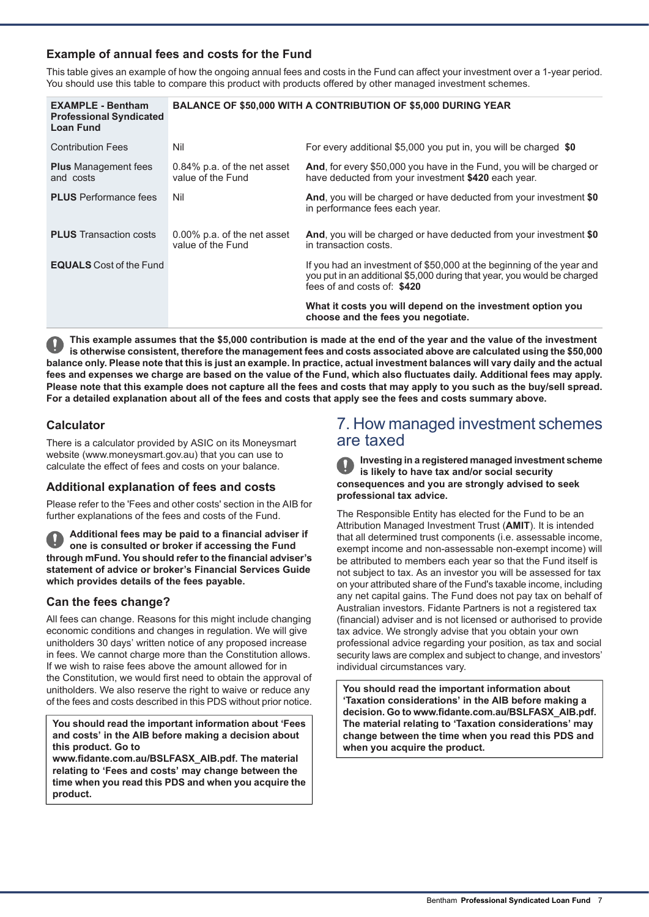### Example of annual fees and costs for the Fund

This table gives an example of how the ongoing annual fees and costs in the Fund can affect your investment over a 1-year period. You should use this table to compare this product with products offered by other managed investment schemes.

| EXAMPLE - Bentham Professional Syndicated Loan Fund | BALANCE OF $50,000 WITH A CONTRIBUTION OF $5,000 DURING YEAR | |
|---|---|---|
| Contribution Fees | Nil | For every additional $5,000 you put in, you will be charged **$0** |
| **Plus** Management fees and costs | 0.84% p.a. of the net asset value of the Fund | **And**, for every $50,000 you have in the Fund, you will be charged or have deducted from your investment **$420** each year. |
| **PLUS** Performance fees | Nil | **And**, you will be charged or have deducted from your investment **$0** in performance fees each year. |
| **PLUS** Transaction costs | 0.00% p.a. of the net asset value of the Fund | **And**, you will be charged or have deducted from your investment **$0** in transaction costs. |
| **EQUALS** Cost of the Fund | | If you had an investment of $50,000 at the beginning of the year and you put in an additional $5,000 during that year, you would be charged fees of and costs of: **$420**<br><br>**What it costs you will depend on the investment option you choose and the fees you negotiate.** |

**This example assumes that the $5,000 contribution is made at the end of the year and the value of the investment is otherwise consistent, therefore the management fees and costs associated above are calculated using the $50,000 balance only. Please note that this is just an example. In practice, actual investment balances will vary daily and the actual fees and expenses we charge are based on the value of the Fund, which also fluctuates daily. Additional fees may apply. Please note that this example does not capture all the fees and costs that may apply to you such as the buy/sell spread. For a detailed explanation about all of the fees and costs that apply see the fees and costs summary above.**

### Calculator

There is a calculator provided by ASIC on its Moneysmart website (www.moneysmart.gov.au) that you can use to calculate the effect of fees and costs on your balance.

### Additional explanation of fees and costs

Please refer to the 'Fees and other costs' section in the AIB for further explanations of the fees and costs of the Fund.

**Additional fees may be paid to a financial adviser if one is consulted or broker if accessing the Fund through mFund. You should refer to the financial adviser's statement of advice or broker's Financial Services Guide which provides details of the fees payable.**

### Can the fees change?

All fees can change. Reasons for this might include changing economic conditions and changes in regulation. We will give unitholders 30 days' written notice of any proposed increase in fees. We cannot charge more than the Constitution allows. If we wish to raise fees above the amount allowed for in the Constitution, we would first need to obtain the approval of unitholders. We also reserve the right to waive or reduce any of the fees and costs described in this PDS without prior notice.

**You should read the important information about 'Fees and costs' in the AIB before making a decision about this product. Go to www.fidante.com.au/BSLFASX_AIB.pdf. The material relating to 'Fees and costs' may change between the time when you read this PDS and when you acquire the product.**

## 7. How managed investment schemes are taxed

**Investing in a registered managed investment scheme is likely to have tax and/or social security consequences and you are strongly advised to seek professional tax advice.**

The Responsible Entity has elected for the Fund to be an Attribution Managed Investment Trust (**AMIT**). It is intended that all determined trust components (i.e. assessable income, exempt income and non-assessable non-exempt income) will be attributed to members each year so that the Fund itself is not subject to tax. As an investor you will be assessed for tax on your attributed share of the Fund's taxable income, including any net capital gains. The Fund does not pay tax on behalf of Australian investors. Fidante Partners is not a registered tax (financial) adviser and is not licensed or authorised to provide tax advice. We strongly advise that you obtain your own professional advice regarding your position, as tax and social security laws are complex and subject to change, and investors' individual circumstances vary.

**You should read the important information about 'Taxation considerations' in the AIB before making a decision. Go to www.fidante.com.au/BSLFASX_AIB.pdf. The material relating to 'Taxation considerations' may change between the time when you read this PDS and when you acquire the product.**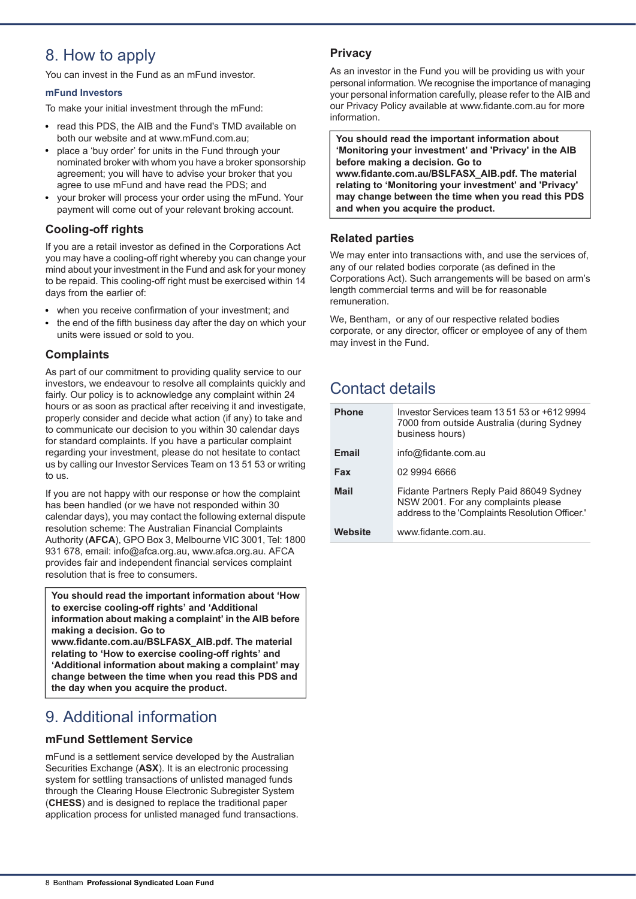# 8. How to apply

You can invest in the Fund as an mFund investor.

### mFund Investors

To make your initial investment through the mFund:

- read this PDS, the AIB and the Fund's TMD available on both our website and at www.mFund.com.au;
- place a 'buy order' for units in the Fund through your nominated broker with whom you have a broker sponsorship agreement; you will have to advise your broker that you agree to use mFund and have read the PDS; and
- your broker will process your order using the mFund. Your payment will come out of your relevant broking account.

## Cooling-off rights

If you are a retail investor as defined in the Corporations Act you may have a cooling-off right whereby you can change your mind about your investment in the Fund and ask for your money to be repaid. This cooling-off right must be exercised within 14 days from the earlier of:

- when you receive confirmation of your investment; and
- the end of the fifth business day after the day on which your units were issued or sold to you.

## Complaints

As part of our commitment to providing quality service to our investors, we endeavour to resolve all complaints quickly and fairly. Our policy is to acknowledge any complaint within 24 hours or as soon as practical after receiving it and investigate, properly consider and decide what action (if any) to take and to communicate our decision to you within 30 calendar days for standard complaints. If you have a particular complaint regarding your investment, please do not hesitate to contact us by calling our Investor Services Team on 13 51 53 or writing to us.

If you are not happy with our response or how the complaint has been handled (or we have not responded within 30 calendar days), you may contact the following external dispute resolution scheme: The Australian Financial Complaints Authority (**AFCA**), GPO Box 3, Melbourne VIC 3001, Tel: 1800 931 678, email: info@afca.org.au, www.afca.org.au. AFCA provides fair and independent financial services complaint resolution that is free to consumers.

**You should read the important information about 'How to exercise cooling-off rights' and 'Additional information about making a complaint' in the AIB before making a decision. Go to www.fidante.com.au/BSLFASX_AIB.pdf. The material relating to 'How to exercise cooling-off rights' and 'Additional information about making a complaint' may change between the time when you read this PDS and the day when you acquire the product.**

# 9. Additional information

## mFund Settlement Service

mFund is a settlement service developed by the Australian Securities Exchange (**ASX**). It is an electronic processing system for settling transactions of unlisted managed funds through the Clearing House Electronic Subregister System (**CHESS**) and is designed to replace the traditional paper application process for unlisted managed fund transactions.

## Privacy

As an investor in the Fund you will be providing us with your personal information. We recognise the importance of managing your personal information carefully, please refer to the AIB and our Privacy Policy available at www.fidante.com.au for more information.

**You should read the important information about 'Monitoring your investment' and 'Privacy' in the AIB before making a decision. Go to www.fidante.com.au/BSLFASX_AIB.pdf. The material relating to 'Monitoring your investment' and 'Privacy' may change between the time when you read this PDS and when you acquire the product.**

## Related parties

We may enter into transactions with, and use the services of, any of our related bodies corporate (as defined in the Corporations Act). Such arrangements will be based on arm's length commercial terms and will be for reasonable remuneration.

We, Bentham, or any of our respective related bodies corporate, or any director, officer or employee of any of them may invest in the Fund.

# Contact details

| | |
|---|---|
| **Phone** | Investor Services team 13 51 53 or +612 9994 7000 from outside Australia (during Sydney business hours) |
| **Email** | info@fidante.com.au |
| **Fax** | 02 9994 6666 |
| **Mail** | Fidante Partners Reply Paid 86049 Sydney NSW 2001. For any complaints please address to the 'Complaints Resolution Officer.' |
| **Website** | www.fidante.com.au. |